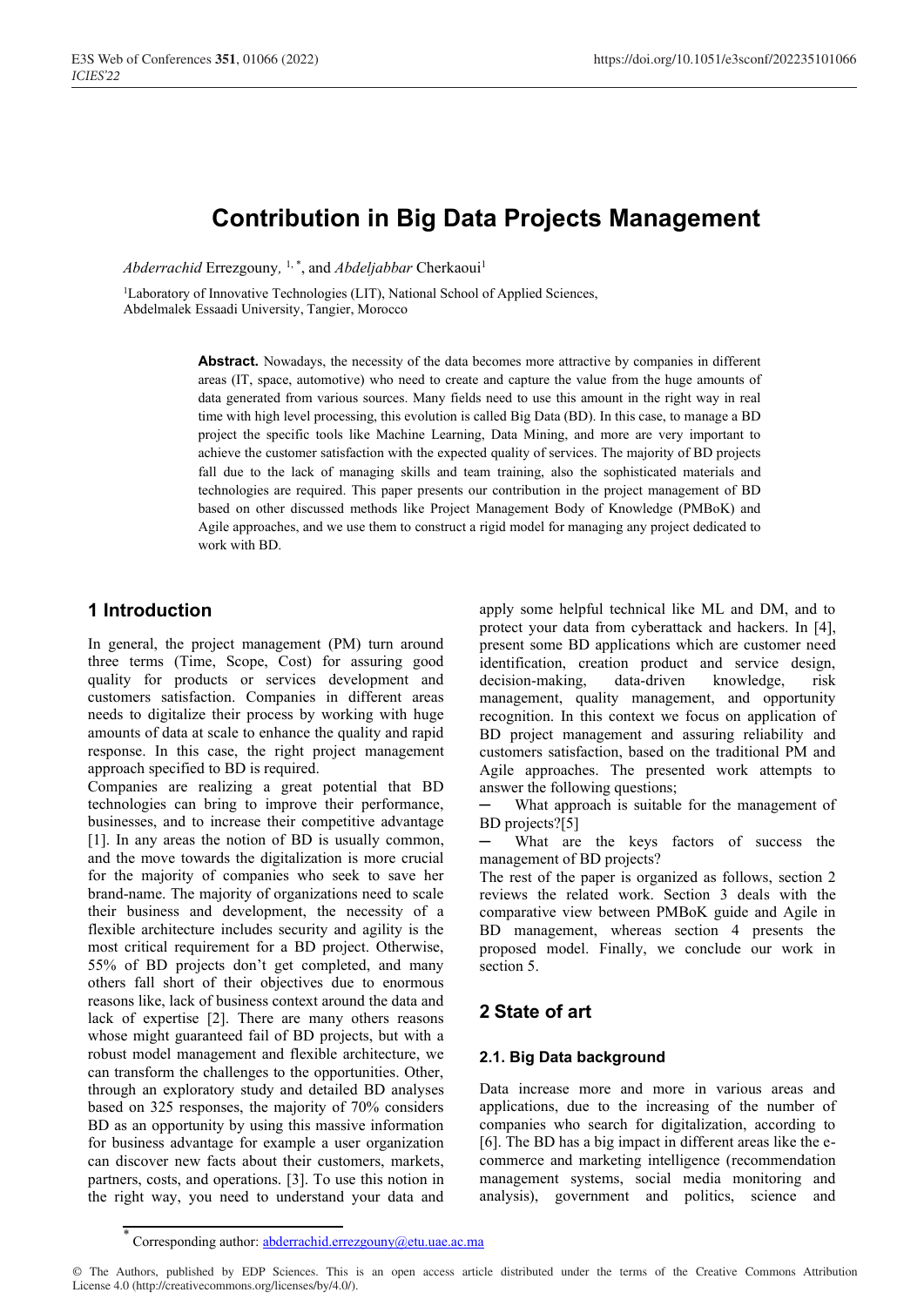// Contribution in Big Data Projects Management

*Abderrachid* Errezgouny, [1, *], and *Abdeljabbar* Cherkaoui[1]

[1]Laboratory of Innovative Technologies (LIT), National School of Applied Sciences, Abdelmalek Essaadi University, Tangier, Morocco

**Abstract.** Nowadays, the necessity of the data becomes more attractive by companies in different areas (IT, space, automotive) who need to create and capture the value from the huge amounts of data generated from various sources. Many fields need to use this amount in the right way in real time with high level processing, this evolution is called Big Data (BD). In this case, to manage a BD project the specific tools like Machine Learning, Data Mining, and more are very important to achieve the customer satisfaction with the expected quality of services. The majority of BD projects fall due to the lack of managing skills and team training, also the sophisticated materials and technologies are required. This paper presents our contribution in the project management of BD based on other discussed methods like Project Management Body of Knowledge (PMBoK) and Agile approaches, and we use them to construct a rigid model for managing any project dedicated to work with BD.

## 1 Introduction

In general, the project management (PM) turn around three terms (Time, Scope, Cost) for assuring good quality for products or services development and customers satisfaction. Companies in different areas needs to digitalize their process by working with huge amounts of data at scale to enhance the quality and rapid response. In this case, the right project management approach specified to BD is required.

Companies are realizing a great potential that BD technologies can bring to improve their performance, businesses, and to increase their competitive advantage [1]. In any areas the notion of BD is usually common, and the move towards the digitalization is more crucial for the majority of companies who seek to save her brand-name. The majority of organizations need to scale their business and development, the necessity of a flexible architecture includes security and agility is the most critical requirement for a BD project. Otherwise, 55% of BD projects don't get completed, and many others fall short of their objectives due to enormous reasons like, lack of business context around the data and lack of expertise [2]. There are many others reasons whose might guaranteed fail of BD projects, but with a robust model management and flexible architecture, we can transform the challenges to the opportunities. Other, through an exploratory study and detailed BD analyses based on 325 responses, the majority of 70% considers BD as an opportunity by using this massive information for business advantage for example a user organization can discover new facts about their customers, markets, partners, costs, and operations. [3]. To use this notion in the right way, you need to understand your data and apply some helpful technical like ML and DM, and to protect your data from cyberattack and hackers. In [4], present some BD applications which are customer need identification, creation product and service design, decision-making, data-driven knowledge, risk management, quality management, and opportunity recognition. In this context we focus on application of BD project management and assuring reliability and customers satisfaction, based on the traditional PM and Agile approaches. The presented work attempts to answer the following questions;

- What approach is suitable for the management of BD projects?[5]
- What are the keys factors of success the management of BD projects?

The rest of the paper is organized as follows, section 2 reviews the related work. Section 3 deals with the comparative view between PMBoK guide and Agile in BD management, whereas section 4 presents the proposed model. Finally, we conclude our work in section 5.

## 2 State of art

### 2.1. Big Data background

Data increase more and more in various areas and applications, due to the increasing of the number of companies who search for digitalization, according to [6]. The BD has a big impact in different areas like the e-commerce and marketing intelligence (recommendation management systems, social media monitoring and analysis), government and politics, science and

[*] Corresponding author: abderrachid.errezgouny@etu.uae.ac.ma

© The Authors, published by EDP Sciences. This is an open access article distributed under the terms of the Creative Commons Attribution License 4.0 (http://creativecommons.org/licenses/by/4.0/).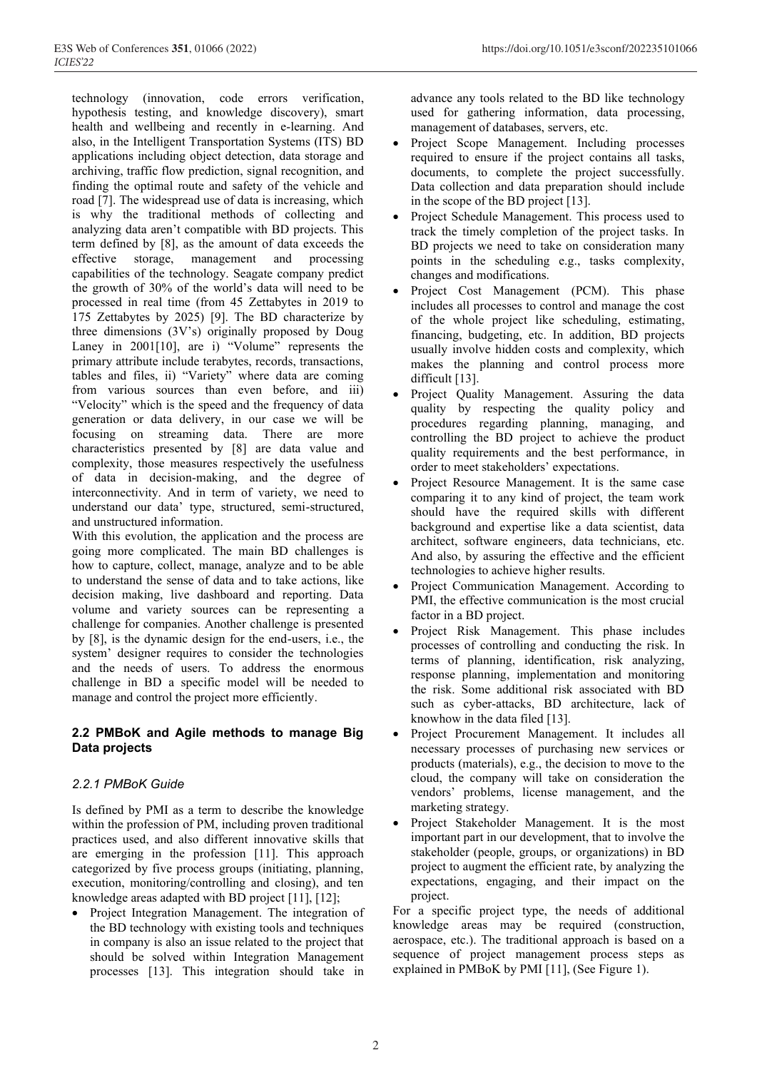technology (innovation, code errors verification, hypothesis testing, and knowledge discovery), smart health and wellbeing and recently in e-learning. And also, in the Intelligent Transportation Systems (ITS) BD applications including object detection, data storage and archiving, traffic flow prediction, signal recognition, and finding the optimal route and safety of the vehicle and road [7]. The widespread use of data is increasing, which is why the traditional methods of collecting and analyzing data aren't compatible with BD projects. This term defined by [8], as the amount of data exceeds the effective storage, management and processing capabilities of the technology. Seagate company predict the growth of 30% of the world's data will need to be processed in real time (from 45 Zettabytes in 2019 to 175 Zettabytes by 2025) [9]. The BD characterize by three dimensions (3V's) originally proposed by Doug Laney in 2001[10], are i) "Volume" represents the primary attribute include terabytes, records, transactions, tables and files, ii) "Variety" where data are coming from various sources than even before, and iii) "Velocity" which is the speed and the frequency of data generation or data delivery, in our case we will be focusing on streaming data. There are more characteristics presented by [8] are data value and complexity, those measures respectively the usefulness of data in decision-making, and the degree of interconnectivity. And in term of variety, we need to understand our data' type, structured, semi-structured, and unstructured information.

With this evolution, the application and the process are going more complicated. The main BD challenges is how to capture, collect, manage, analyze and to be able to understand the sense of data and to take actions, like decision making, live dashboard and reporting. Data volume and variety sources can be representing a challenge for companies. Another challenge is presented by [8], is the dynamic design for the end-users, i.e., the system' designer requires to consider the technologies and the needs of users. To address the enormous challenge in BD a specific model will be needed to manage and control the project more efficiently.

### 2.2 PMBoK and Agile methods to manage Big Data projects

#### *2.2.1 PMBoK Guide*

Is defined by PMI as a term to describe the knowledge within the profession of PM, including proven traditional practices used, and also different innovative skills that are emerging in the profession [11]. This approach categorized by five process groups (initiating, planning, execution, monitoring/controlling and closing), and ten knowledge areas adapted with BD project [11], [12];

- Project Integration Management. The integration of the BD technology with existing tools and techniques in company is also an issue related to the project that should be solved within Integration Management processes [13]. This integration should take in advance any tools related to the BD like technology used for gathering information, data processing, management of databases, servers, etc.
- Project Scope Management. Including processes required to ensure if the project contains all tasks, documents, to complete the project successfully. Data collection and data preparation should include in the scope of the BD project [13].
- Project Schedule Management. This process used to track the timely completion of the project tasks. In BD projects we need to take on consideration many points in the scheduling e.g., tasks complexity, changes and modifications.
- Project Cost Management (PCM). This phase includes all processes to control and manage the cost of the whole project like scheduling, estimating, financing, budgeting, etc. In addition, BD projects usually involve hidden costs and complexity, which makes the planning and control process more difficult [13].
- Project Quality Management. Assuring the data quality by respecting the quality policy and procedures regarding planning, managing, and controlling the BD project to achieve the product quality requirements and the best performance, in order to meet stakeholders' expectations.
- Project Resource Management. It is the same case comparing it to any kind of project, the team work should have the required skills with different background and expertise like a data scientist, data architect, software engineers, data technicians, etc. And also, by assuring the effective and the efficient technologies to achieve higher results.
- Project Communication Management. According to PMI, the effective communication is the most crucial factor in a BD project.
- Project Risk Management. This phase includes processes of controlling and conducting the risk. In terms of planning, identification, risk analyzing, response planning, implementation and monitoring the risk. Some additional risk associated with BD such as cyber-attacks, BD architecture, lack of knowhow in the data filed [13].
- Project Procurement Management. It includes all necessary processes of purchasing new services or products (materials), e.g., the decision to move to the cloud, the company will take on consideration the vendors' problems, license management, and the marketing strategy.
- Project Stakeholder Management. It is the most important part in our development, that to involve the stakeholder (people, groups, or organizations) in BD project to augment the efficient rate, by analyzing the expectations, engaging, and their impact on the project.

For a specific project type, the needs of additional knowledge areas may be required (construction, aerospace, etc.). The traditional approach is based on a sequence of project management process steps as explained in PMBoK by PMI [11], (See Figure 1).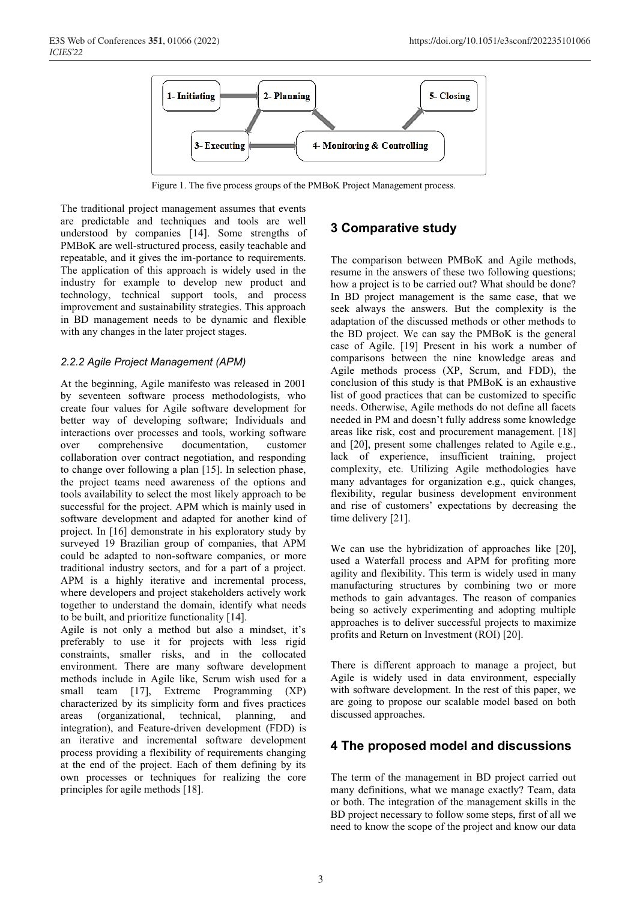Figure 1. The five process groups of the PMBoK Project Management process.

The traditional project management assumes that events are predictable and techniques and tools are well understood by companies [14]. Some strengths of PMBoK are well-structured process, easily teachable and repeatable, and it gives the im-portance to requirements. The application of this approach is widely used in the industry for example to develop new product and technology, technical support tools, and process improvement and sustainability strategies. This approach in BD management needs to be dynamic and flexible with any changes in the later project stages.

### *2.2.2 Agile Project Management (APM)*

At the beginning, Agile manifesto was released in 2001 by seventeen software process methodologists, who create four values for Agile software development for better way of developing software; Individuals and interactions over processes and tools, working software over comprehensive documentation, customer collaboration over contract negotiation, and responding to change over following a plan [15]. In selection phase, the project teams need awareness of the options and tools availability to select the most likely approach to be successful for the project. APM which is mainly used in software development and adapted for another kind of project. In [16] demonstrate in his exploratory study by surveyed 19 Brazilian group of companies, that APM could be adapted to non-software companies, or more traditional industry sectors, and for a part of a project. APM is a highly iterative and incremental process, where developers and project stakeholders actively work together to understand the domain, identify what needs to be built, and prioritize functionality [14].

Agile is not only a method but also a mindset, it's preferably to use it for projects with less rigid constraints, smaller risks, and in the collocated environment. There are many software development methods include in Agile like, Scrum wish used for a small team [17], Extreme Programming (XP) characterized by its simplicity form and fives practices areas (organizational, technical, planning, and integration), and Feature-driven development (FDD) is an iterative and incremental software development process providing a flexibility of requirements changing at the end of the project. Each of them defining by its own processes or techniques for realizing the core principles for agile methods [18].

## 3 Comparative study

The comparison between PMBoK and Agile methods, resume in the answers of these two following questions; how a project is to be carried out? What should be done? In BD project management is the same case, that we seek always the answers. But the complexity is the adaptation of the discussed methods or other methods to the BD project. We can say the PMBoK is the general case of Agile. [19] Present in his work a number of comparisons between the nine knowledge areas and Agile methods process (XP, Scrum, and FDD), the conclusion of this study is that PMBoK is an exhaustive list of good practices that can be customized to specific needs. Otherwise, Agile methods do not define all facets needed in PM and doesn't fully address some knowledge areas like risk, cost and procurement management. [18] and [20], present some challenges related to Agile e.g., lack of experience, insufficient training, project complexity, etc. Utilizing Agile methodologies have many advantages for organization e.g., quick changes, flexibility, regular business development environment and rise of customers' expectations by decreasing the time delivery [21].

We can use the hybridization of approaches like [20], used a Waterfall process and APM for profiting more agility and flexibility. This term is widely used in many manufacturing structures by combining two or more methods to gain advantages. The reason of companies being so actively experimenting and adopting multiple approaches is to deliver successful projects to maximize profits and Return on Investment (ROI) [20].

There is different approach to manage a project, but Agile is widely used in data environment, especially with software development. In the rest of this paper, we are going to propose our scalable model based on both discussed approaches.

## 4 The proposed model and discussions

The term of the management in BD project carried out many definitions, what we manage exactly? Team, data or both. The integration of the management skills in the BD project necessary to follow some steps, first of all we need to know the scope of the project and know our data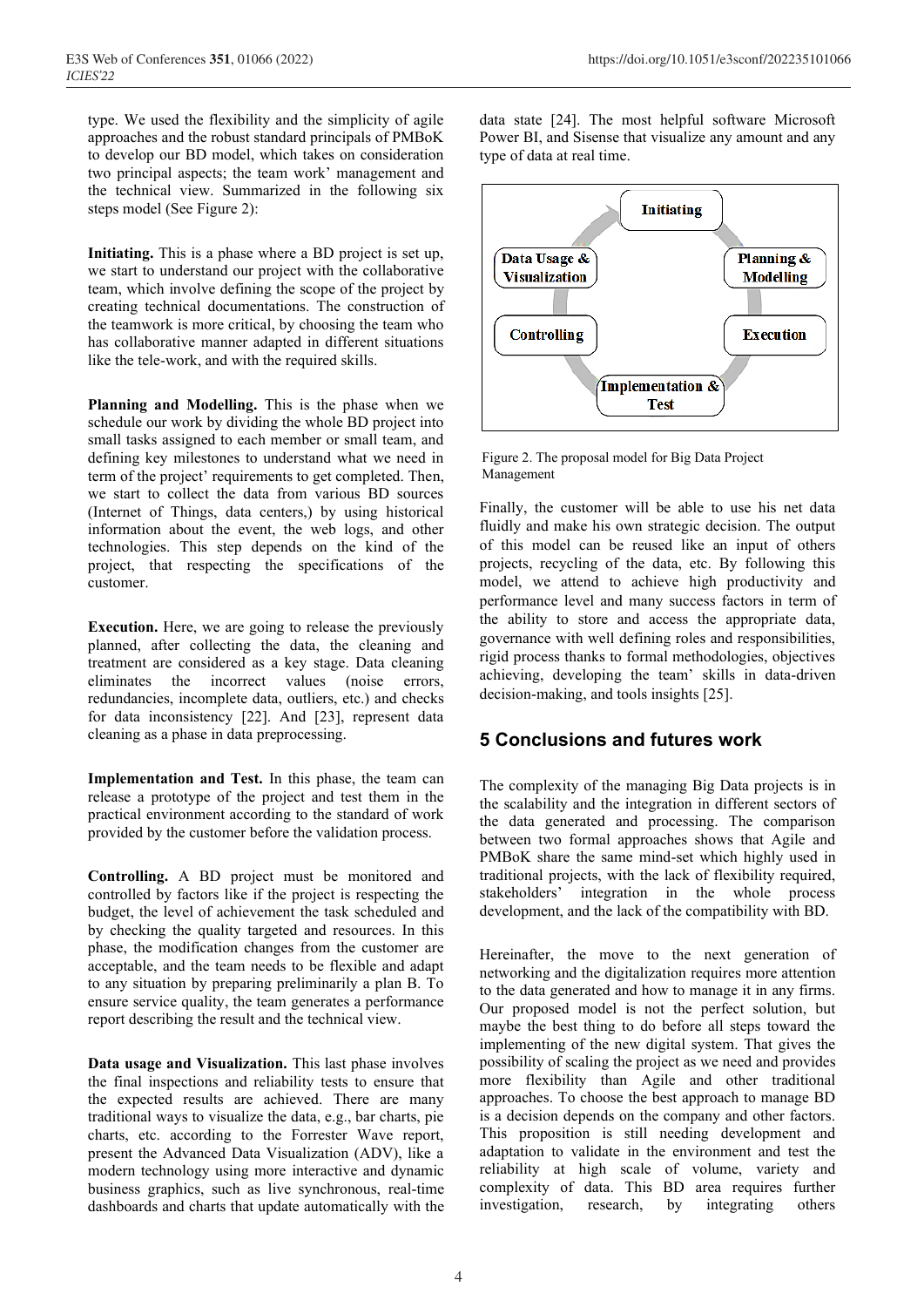type. We used the flexibility and the simplicity of agile approaches and the robust standard principals of PMBoK to develop our BD model, which takes on consideration two principal aspects; the team work' management and the technical view. Summarized in the following six steps model (See Figure 2):

**Initiating.** This is a phase where a BD project is set up, we start to understand our project with the collaborative team, which involve defining the scope of the project by creating technical documentations. The construction of the teamwork is more critical, by choosing the team who has collaborative manner adapted in different situations like the tele-work, and with the required skills.

**Planning and Modelling.** This is the phase when we schedule our work by dividing the whole BD project into small tasks assigned to each member or small team, and defining key milestones to understand what we need in term of the project' requirements to get completed. Then, we start to collect the data from various BD sources (Internet of Things, data centers,) by using historical information about the event, the web logs, and other technologies. This step depends on the kind of the project, that respecting the specifications of the customer.

**Execution.** Here, we are going to release the previously planned, after collecting the data, the cleaning and treatment are considered as a key stage. Data cleaning eliminates the incorrect values (noise errors, redundancies, incomplete data, outliers, etc.) and checks for data inconsistency [22]. And [23], represent data cleaning as a phase in data preprocessing.

**Implementation and Test.** In this phase, the team can release a prototype of the project and test them in the practical environment according to the standard of work provided by the customer before the validation process.

**Controlling.** A BD project must be monitored and controlled by factors like if the project is respecting the budget, the level of achievement the task scheduled and by checking the quality targeted and resources. In this phase, the modification changes from the customer are acceptable, and the team needs to be flexible and adapt to any situation by preparing preliminarily a plan B. To ensure service quality, the team generates a performance report describing the result and the technical view.

**Data usage and Visualization.** This last phase involves the final inspections and reliability tests to ensure that the expected results are achieved. There are many traditional ways to visualize the data, e.g., bar charts, pie charts, etc. according to the Forrester Wave report, present the Advanced Data Visualization (ADV), like a modern technology using more interactive and dynamic business graphics, such as live synchronous, real-time dashboards and charts that update automatically with the data state [24]. The most helpful software Microsoft Power BI, and Sisense that visualize any amount and any type of data at real time.

Initiating → Planning & Modelling → Execution → Implementation & Test → Controlling → Data Usage & Visualization

Figure 2. The proposal model for Big Data Project Management

Finally, the customer will be able to use his net data fluidly and make his own strategic decision. The output of this model can be reused like an input of others projects, recycling of the data, etc. By following this model, we attend to achieve high productivity and performance level and many success factors in term of the ability to store and access the appropriate data, governance with well defining roles and responsibilities, rigid process thanks to formal methodologies, objectives achieving, developing the team' skills in data-driven decision-making, and tools insights [25].

## 5 Conclusions and futures work

The complexity of the managing Big Data projects is in the scalability and the integration in different sectors of the data generated and processing. The comparison between two formal approaches shows that Agile and PMBoK share the same mind-set which highly used in traditional projects, with the lack of flexibility required, stakeholders' integration in the whole process development, and the lack of the compatibility with BD.

Hereinafter, the move to the next generation of networking and the digitalization requires more attention to the data generated and how to manage it in any firms. Our proposed model is not the perfect solution, but maybe the best thing to do before all steps toward the implementing of the new digital system. That gives the possibility of scaling the project as we need and provides more flexibility than Agile and other traditional approaches. To choose the best approach to manage BD is a decision depends on the company and other factors. This proposition is still needing development and adaptation to validate in the environment and test the reliability at high scale of volume, variety and complexity of data. This BD area requires further investigation, research, by integrating others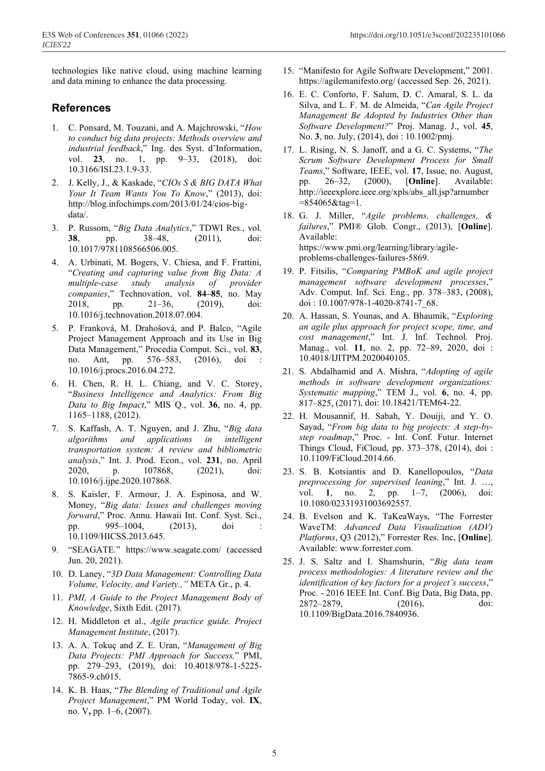technologies like native cloud, using machine learning and data mining to enhance the data processing.

## References

1. C. Ponsard, M. Touzani, and A. Majchrowski, "*How to conduct big data projects: Methods overview and industrial feedback*," Ing. des Syst. d'Information, vol. **23**, no. 1, pp. 9–33, (2018), doi: 10.3166/ISI.23.1.9-33.
2. J. Kelly, J., & Kaskade, "*CIOs S & BIG DATA What Your It Team Wants You To Know*," (2013), doi: http://blog.infochimps.com/2013/01/24/cios-big-data/.
3. P. Russom, "*Big Data Analytics*," TDWI Res., vol. **38**, pp. 38–48, (2011), doi: 10.1017/9781108566506.005.
4. A. Urbinati, M. Bogers, V. Chiesa, and F. Frattini, "*Creating and capturing value from Big Data: A multiple-case study analysis of provider companies*," Technovation, vol. **84–85**, no. May 2018, pp. 21–36, (2019), doi: 10.1016/j.technovation.2018.07.004.
5. P. Franková, M. Drahošová, and P. Balco, "Agile Project Management Approach and its Use in Big Data Management," Procedia Comput. Sci., vol. **83**, no. Ant, pp. 576–583, (2016), doi : 10.1016/j.procs.2016.04.272.
6. H. Chen, R. H. L. Chiang, and V. C. Storey, "*Business Intelligence and Analytics: From Big Data to Big Impact*," MIS Q., vol. **36**, no. 4, pp. 1165–1188, (2012).
7. S. Kaffash, A. T. Nguyen, and J. Zhu, "*Big data algorithms and applications in intelligent transportation system: A review and bibliometric analysis*," Int. J. Prod. Econ., vol. **231**, no. April 2020, p. 107868, (2021), doi: 10.1016/j.ijpe.2020.107868.
8. S. Kaisler, F. Armour, J. A. Espinosa, and W. Money, "*Big data: Issues and challenges moving forward*," Proc. Annu. Hawaii Int. Conf. Syst. Sci., pp. 995–1004, (2013), doi : 10.1109/HICSS.2013.645.
9. "SEAGATE." https://www.seagate.com/ (accessed Jun. 20, 2021).
10. D. Laney, "*3D Data Management: Controlling Data Volume, Velocity, and Variety.,"* META Gr., p. 4.
11. *PMI, A Guide to the Project Management Body of Knowledge*, Sixth Edit. (2017).
12. H. Middleton et al., *Agile practice guide. Project Management Institute*, (2017).
13. A. A. Tokuç and Z. E. Uran, "*Management of Big Data Projects: PMI Approach for Success,*" PMI, pp. 279–293, (2019), doi: 10.4018/978-1-5225-7865-9.ch015.
14. K. B. Haas, "*The Blending of Traditional and Agile Project Management*," PM World Today, vol. **IX**, no. V**,** pp. 1–6, (2007).
15. "Manifesto for Agile Software Development," 2001. https://agilemanifesto.org/ (accessed Sep. 26, 2021).
16. E. C. Conforto, F. Salum, D. C. Amaral, S. L. da Silva, and L. F. M. de Almeida, "*Can Agile Project Management Be Adopted by Industries Other than Software Development?*" Proj. Manag. J., vol. **45**, No. **3**, no. July, (2014), doi : 10.1002/pmj.
17. L. Rising, N. S. Janoff, and a G. C. Systems, "*The Scrum Software Development Process for Small Teams*," Software, IEEE, vol. **17**, Issue, no. August, pp. 26–32, (2000), [**Online**]. Available: http://ieeexplore.ieee.org/xpls/abs_all.jsp?arnumber=854065&tag=1.
18. G. J. Miller, "*Agile problems, challenges, & failures*," PMI® Glob. Congr., (2013), [**Online**]. Available: https://www.pmi.org/learning/library/agile-problems-challenges-failures-5869.
19. P. Fitsilis, "*Comparing PMBoK and agile project management software development processes*," Adv. Comput. Inf. Sci. Eng., pp. 378–383, (2008), doi : 10.1007/978-1-4020-8741-7_68.
20. A. Hassan, S. Younas, and A. Bhaumik, "*Exploring an agile plus approach for project scope, time, and cost management*," Int. J. Inf. Technol. Proj. Manag., vol. **11**, no. 2, pp. 72–89, 2020, doi : 10.4018/IJITPM.2020040105.
21. S. Abdalhamid and A. Mishra, "*Adopting of agile methods in software development organizations: Systematic mapping*," TEM J., vol. **6**, no. 4, pp. 817–825, (2017), doi: 10.18421/TEM64-22.
22. H. Mousannif, H. Sabah, Y. Douiji, and Y. O. Sayad, "*From big data to big projects: A step-by-step roadmap*," Proc. - Int. Conf. Futur. Internet Things Cloud, FiCloud, pp. 373–378, (2014), doi : 10.1109/FiCloud.2014.66.
23. S. B. Kotsiantis and D. Kanellopoulos, "*Data preprocessing for supervised leaning*," Int. J. …, vol. **1**, no. 2, pp. 1–7, (2006), doi: 10.1080/02331931003692557.
24. B. Evelson and K. TaKeaWays, "The Forrester WaveTM: *Advanced Data Visualization (ADV) Platforms*, Q3 (2012)," Forrester Res. Inc, [**Online**]. Available: www.forrester.com.
25. J. S. Saltz and I. Shamshurin, "*Big data team process methodologies: A literature review and the identification of key factors for a project's success*," Proc. - 2016 IEEE Int. Conf. Big Data, Big Data, pp. 2872–2879, (2016), doi: 10.1109/BigData.2016.7840936.